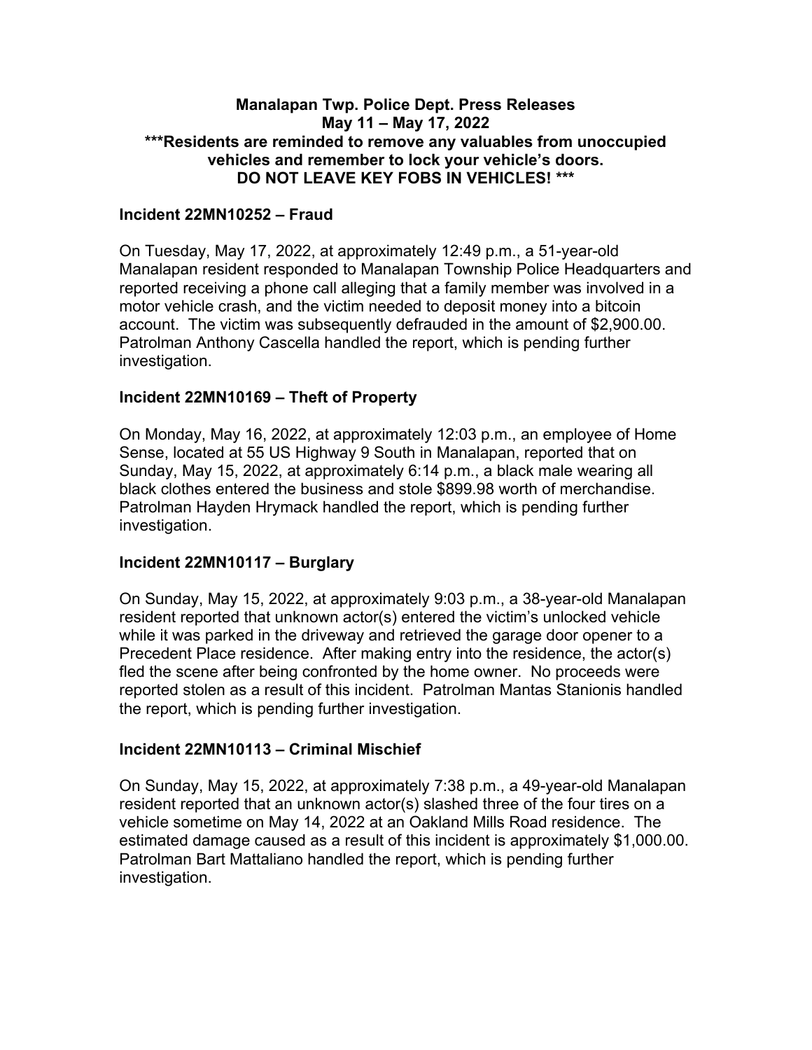**Manalapan Twp. Police Dept. Press Releases**
**May 11 – May 17, 2022**
**\*\*\*Residents are reminded to remove any valuables from unoccupied vehicles and remember to lock your vehicle's doors.**
**DO NOT LEAVE KEY FOBS IN VEHICLES! \*\*\***

### Incident 22MN10252 – Fraud

On Tuesday, May 17, 2022, at approximately 12:49 p.m., a 51-year-old Manalapan resident responded to Manalapan Township Police Headquarters and reported receiving a phone call alleging that a family member was involved in a motor vehicle crash, and the victim needed to deposit money into a bitcoin account. The victim was subsequently defrauded in the amount of $2,900.00. Patrolman Anthony Cascella handled the report, which is pending further investigation.

### Incident 22MN10169 – Theft of Property

On Monday, May 16, 2022, at approximately 12:03 p.m., an employee of Home Sense, located at 55 US Highway 9 South in Manalapan, reported that on Sunday, May 15, 2022, at approximately 6:14 p.m., a black male wearing all black clothes entered the business and stole $899.98 worth of merchandise. Patrolman Hayden Hrymack handled the report, which is pending further investigation.

### Incident 22MN10117 – Burglary

On Sunday, May 15, 2022, at approximately 9:03 p.m., a 38-year-old Manalapan resident reported that unknown actor(s) entered the victim's unlocked vehicle while it was parked in the driveway and retrieved the garage door opener to a Precedent Place residence. After making entry into the residence, the actor(s) fled the scene after being confronted by the home owner. No proceeds were reported stolen as a result of this incident. Patrolman Mantas Stanionis handled the report, which is pending further investigation.

### Incident 22MN10113 – Criminal Mischief

On Sunday, May 15, 2022, at approximately 7:38 p.m., a 49-year-old Manalapan resident reported that an unknown actor(s) slashed three of the four tires on a vehicle sometime on May 14, 2022 at an Oakland Mills Road residence. The estimated damage caused as a result of this incident is approximately $1,000.00. Patrolman Bart Mattaliano handled the report, which is pending further investigation.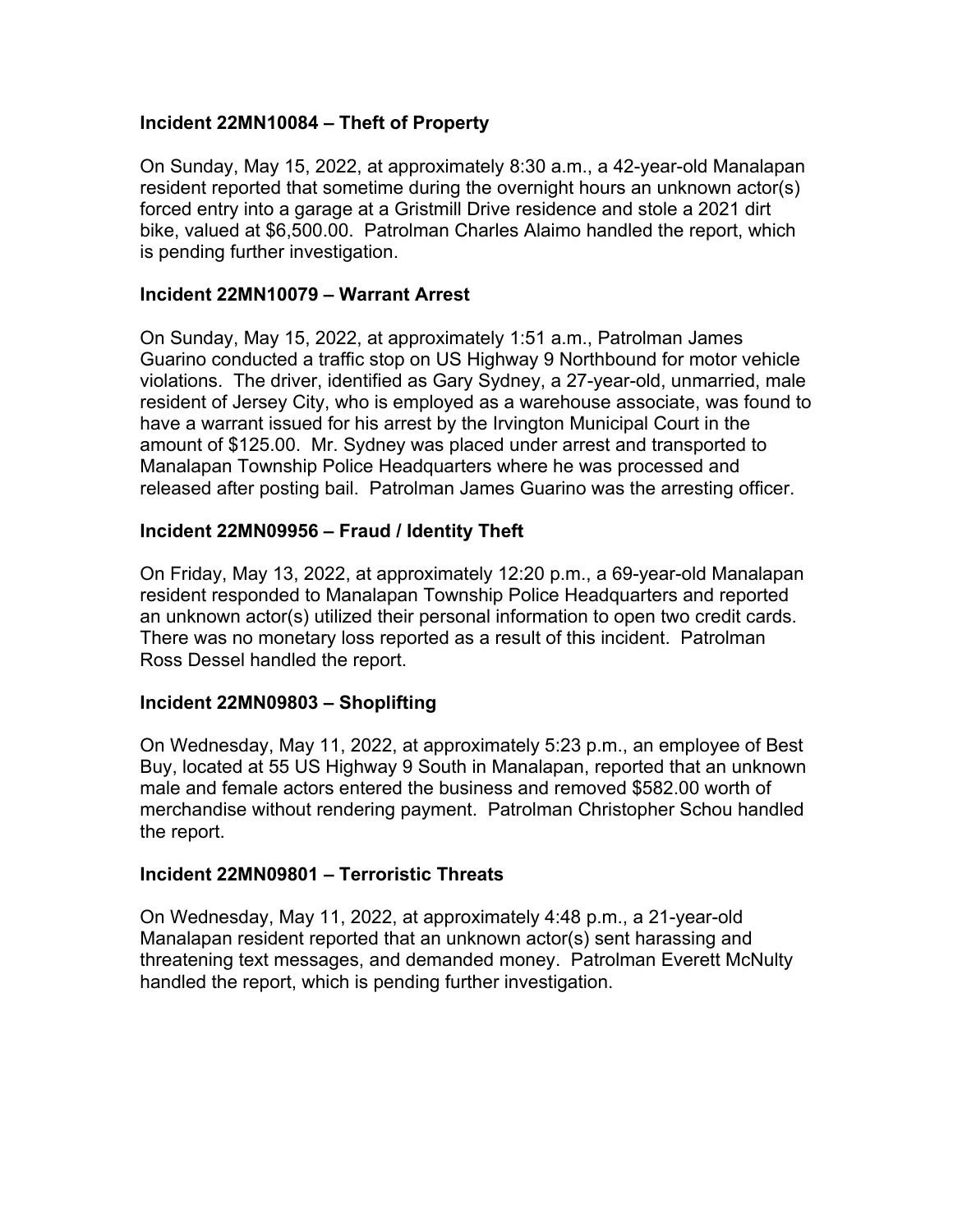**Incident 22MN10084 – Theft of Property**

On Sunday, May 15, 2022, at approximately 8:30 a.m., a 42-year-old Manalapan resident reported that sometime during the overnight hours an unknown actor(s) forced entry into a garage at a Gristmill Drive residence and stole a 2021 dirt bike, valued at $6,500.00. Patrolman Charles Alaimo handled the report, which is pending further investigation.

**Incident 22MN10079 – Warrant Arrest**

On Sunday, May 15, 2022, at approximately 1:51 a.m., Patrolman James Guarino conducted a traffic stop on US Highway 9 Northbound for motor vehicle violations. The driver, identified as Gary Sydney, a 27-year-old, unmarried, male resident of Jersey City, who is employed as a warehouse associate, was found to have a warrant issued for his arrest by the Irvington Municipal Court in the amount of $125.00. Mr. Sydney was placed under arrest and transported to Manalapan Township Police Headquarters where he was processed and released after posting bail. Patrolman James Guarino was the arresting officer.

**Incident 22MN09956 – Fraud / Identity Theft**

On Friday, May 13, 2022, at approximately 12:20 p.m., a 69-year-old Manalapan resident responded to Manalapan Township Police Headquarters and reported an unknown actor(s) utilized their personal information to open two credit cards. There was no monetary loss reported as a result of this incident. Patrolman Ross Dessel handled the report.

**Incident 22MN09803 – Shoplifting**

On Wednesday, May 11, 2022, at approximately 5:23 p.m., an employee of Best Buy, located at 55 US Highway 9 South in Manalapan, reported that an unknown male and female actors entered the business and removed $582.00 worth of merchandise without rendering payment. Patrolman Christopher Schou handled the report.

**Incident 22MN09801 – Terroristic Threats**

On Wednesday, May 11, 2022, at approximately 4:48 p.m., a 21-year-old Manalapan resident reported that an unknown actor(s) sent harassing and threatening text messages, and demanded money. Patrolman Everett McNulty handled the report, which is pending further investigation.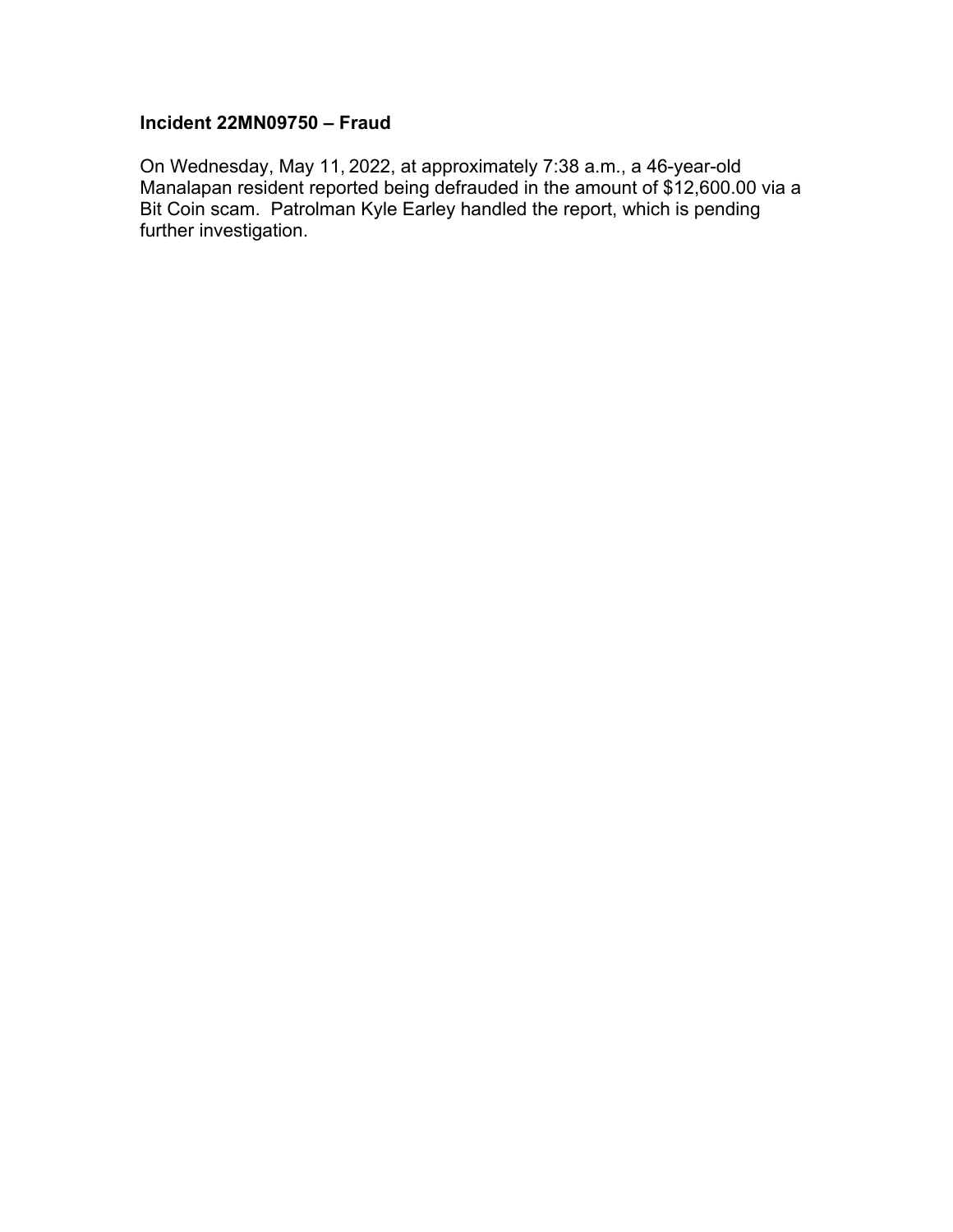**Incident 22MN09750 – Fraud**

On Wednesday, May 11, 2022, at approximately 7:38 a.m., a 46-year-old Manalapan resident reported being defrauded in the amount of $12,600.00 via a Bit Coin scam. Patrolman Kyle Earley handled the report, which is pending further investigation.